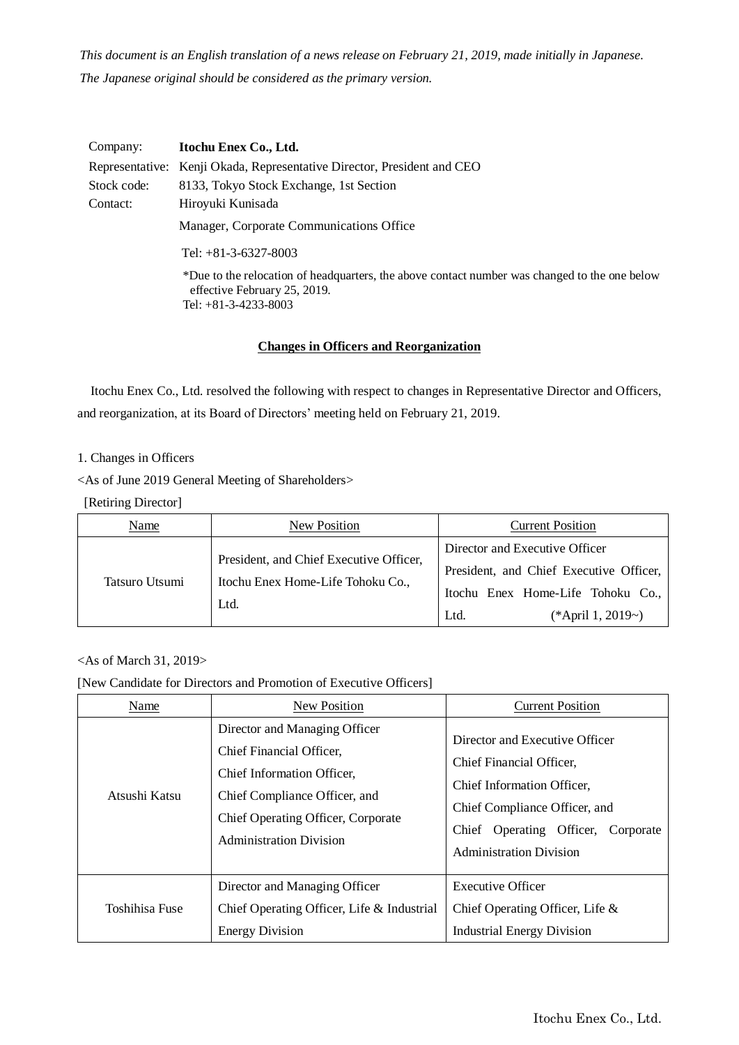*This document is an English translation of a news release on February 21, 2019, made initially in Japanese. The Japanese original should be considered as the primary version.*

Company: **Itochu Enex Co., Ltd.**
Representative: Kenji Okada, Representative Director, President and CEO
Stock code: 8133, Tokyo Stock Exchange, 1st Section
Contact: Hiroyuki Kunisada
Manager, Corporate Communications Office
Tel: +81-3-6327-8003
*Due to the relocation of headquarters, the above contact number was changed to the one below effective February 25, 2019.
Tel: +81-3-4233-8003

## Changes in Officers and Reorganization

Itochu Enex Co., Ltd. resolved the following with respect to changes in Representative Director and Officers, and reorganization, at its Board of Directors' meeting held on February 21, 2019.

1. Changes in Officers

<As of June 2019 General Meeting of Shareholders>

[Retiring Director]

| Name | New Position | Current Position |
| --- | --- | --- |
| Tatsuro Utsumi | President, and Chief Executive Officer, Itochu Enex Home-Life Tohoku Co., Ltd. | Director and Executive Officer<br>President, and Chief Executive Officer, Itochu Enex Home-Life Tohoku Co., Ltd. (*April 1, 2019~) |

<As of March 31, 2019>

[New Candidate for Directors and Promotion of Executive Officers]

| Name | New Position | Current Position |
| --- | --- | --- |
| Atsushi Katsu | Director and Managing Officer<br>Chief Financial Officer,<br>Chief Information Officer,<br>Chief Compliance Officer, and<br>Chief Operating Officer, Corporate Administration Division | Director and Executive Officer<br>Chief Financial Officer,<br>Chief Information Officer,<br>Chief Compliance Officer, and<br>Chief Operating Officer, Corporate Administration Division |
| Toshihisa Fuse | Director and Managing Officer<br>Chief Operating Officer, Life & Industrial Energy Division | Executive Officer<br>Chief Operating Officer, Life & Industrial Energy Division |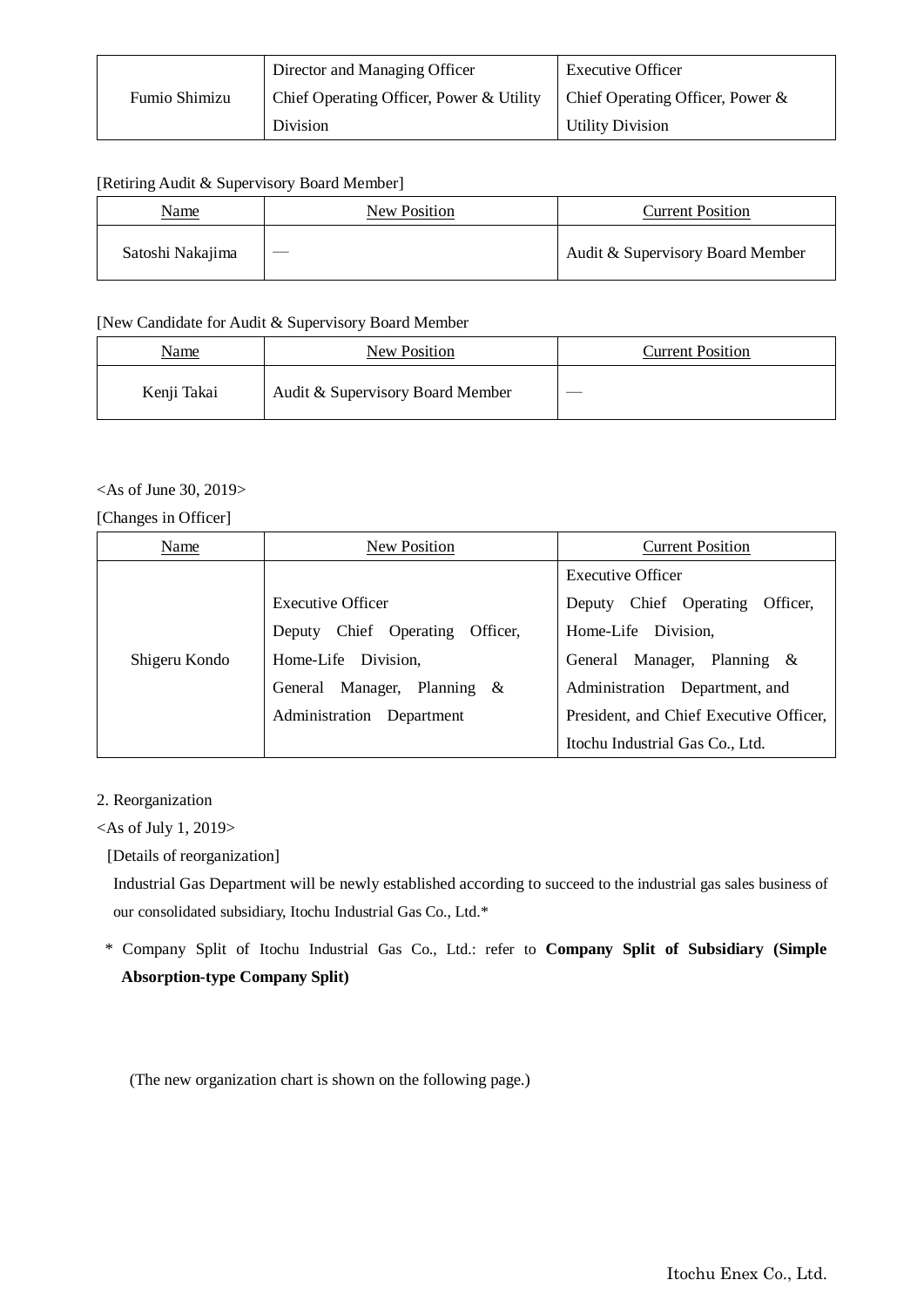| Fumio Shimizu | Director and Managing Officer<br>Chief Operating Officer, Power & Utility Division | Executive Officer<br>Chief Operating Officer, Power & Utility Division |
|---|---|---|

[Retiring Audit & Supervisory Board Member]

| Name | New Position | Current Position |
|---|---|---|
| Satoshi Nakajima | — | Audit & Supervisory Board Member |

[New Candidate for Audit & Supervisory Board Member

| Name | New Position | Current Position |
|---|---|---|
| Kenji Takai | Audit & Supervisory Board Member | — |

<As of June 30, 2019>

[Changes in Officer]

| Name | New Position | Current Position |
|---|---|---|
| Shigeru Kondo | Executive Officer<br>Deputy Chief Operating Officer, Home-Life Division,<br>General Manager, Planning & Administration Department | Executive Officer<br>Deputy Chief Operating Officer, Home-Life Division,<br>General Manager, Planning & Administration Department, and<br>President, and Chief Executive Officer, Itochu Industrial Gas Co., Ltd. |

2. Reorganization

<As of July 1, 2019>

[Details of reorganization]

Industrial Gas Department will be newly established according to succeed to the industrial gas sales business of our consolidated subsidiary, Itochu Industrial Gas Co., Ltd.*

\* Company Split of Itochu Industrial Gas Co., Ltd.: refer to **Company Split of Subsidiary (Simple Absorption-type Company Split)**

(The new organization chart is shown on the following page.)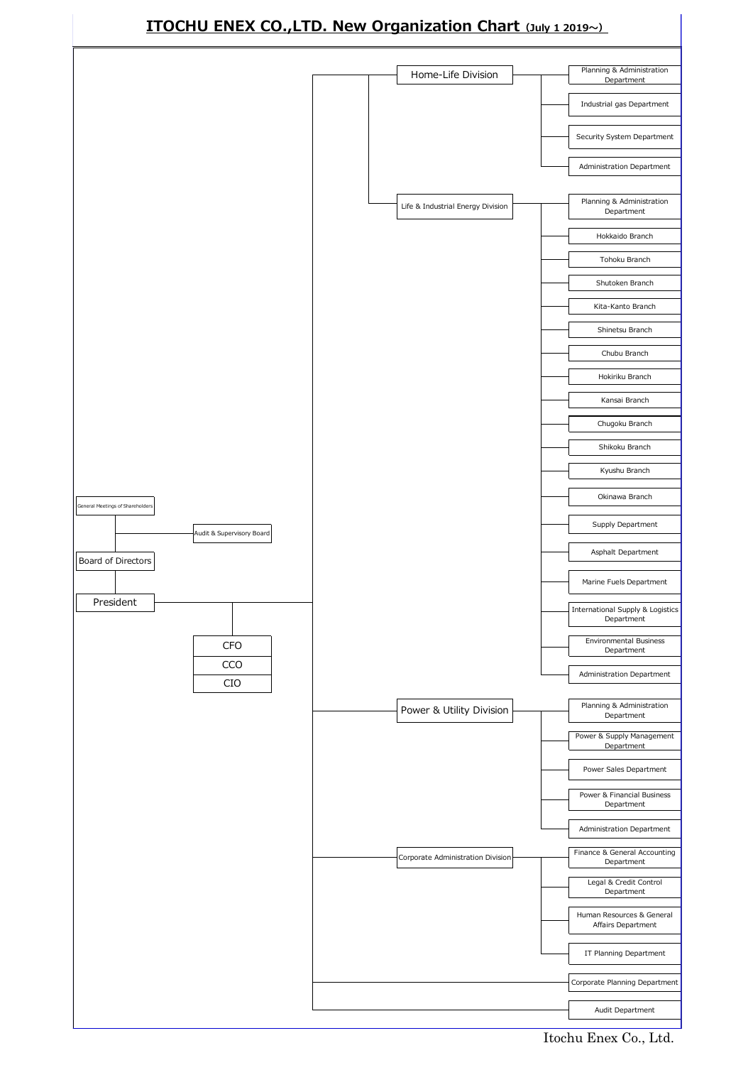# ITOCHU ENEX CO.,LTD. New Organization Chart (July 1 2019～)

- General Meetings of Shareholders
  - Audit & Supervisory Board
- Board of Directors
- President
  - CFO
  - CCO
  - CIO
  - Home-Life Division
    - Planning & Administration Department
    - Industrial gas Department
    - Security System Department
    - Administration Department
  - Life & Industrial Energy Division
    - Planning & Administration Department
    - Hokkaido Branch
    - Tohoku Branch
    - Shutoken Branch
    - Kita-Kanto Branch
    - Shinetsu Branch
    - Chubu Branch
    - Hokiriku Branch
    - Kansai Branch
    - Chugoku Branch
    - Shikoku Branch
    - Kyushu Branch
    - Okinawa Branch
    - Supply Department
    - Asphalt Department
    - Marine Fuels Department
    - International Supply & Logistics Department
    - Environmental Business Department
    - Administration Department
  - Power & Utility Division
    - Planning & Administration Department
    - Power & Supply Management Department
    - Power Sales Department
    - Power & Financial Business Department
    - Administration Department
  - Corporate Administration Division
    - Finance & General Accounting Department
    - Legal & Credit Control Department
    - Human Resources & General Affairs Department
    - IT Planning Department
  - Corporate Planning Department
  - Audit Department

Itochu Enex Co., Ltd.